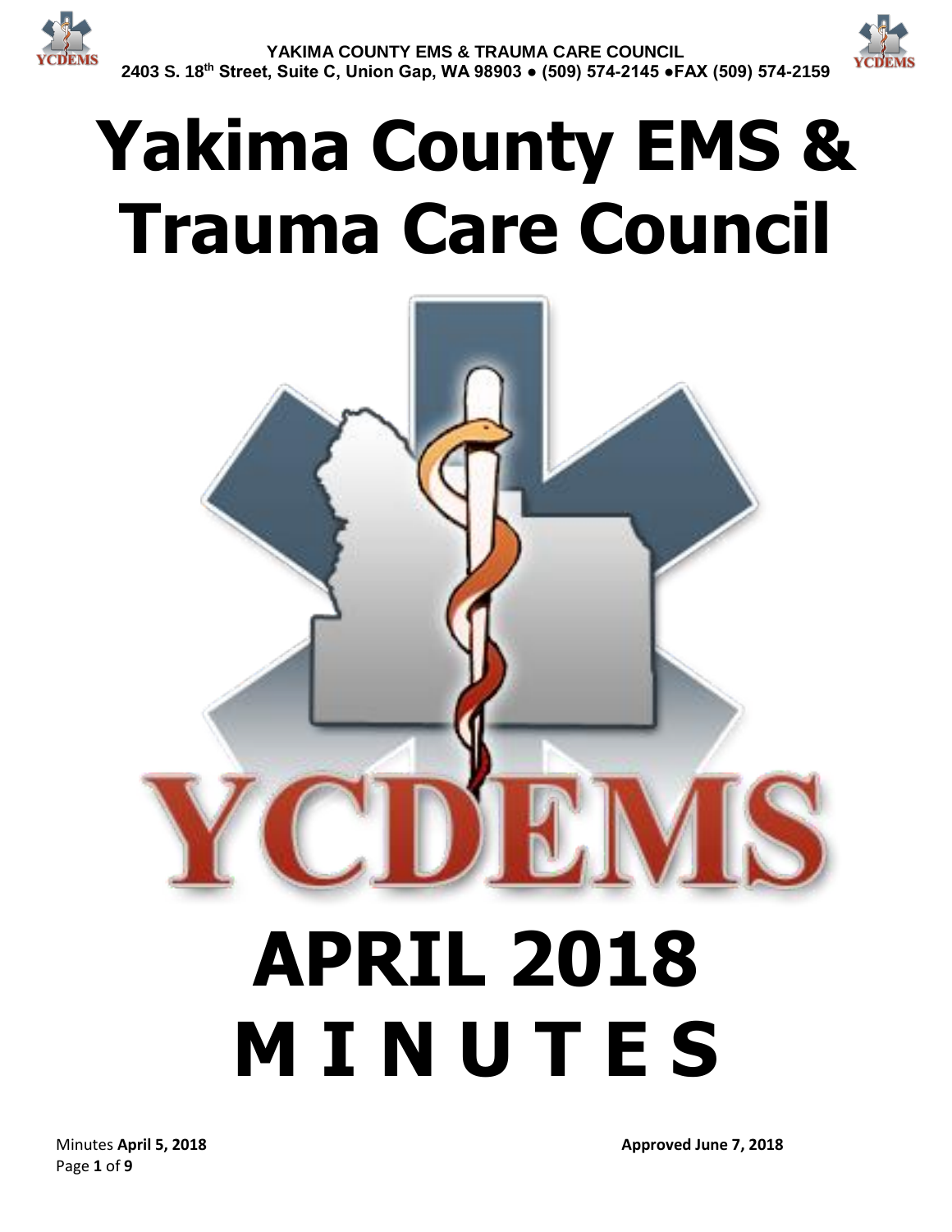**YAKIMA COUNTY EMS & TRAUMA CARE COUNCIL**
**2403 S. 18th Street, Suite C, Union Gap, WA 98903 ● (509) 574-2145 ●FAX (509) 574-2159**

# Yakima County EMS & Trauma Care Council

YCDEMS

# APRIL 2018 M I N U T E S

Minutes **April 5, 2018** **Approved June 7, 2018**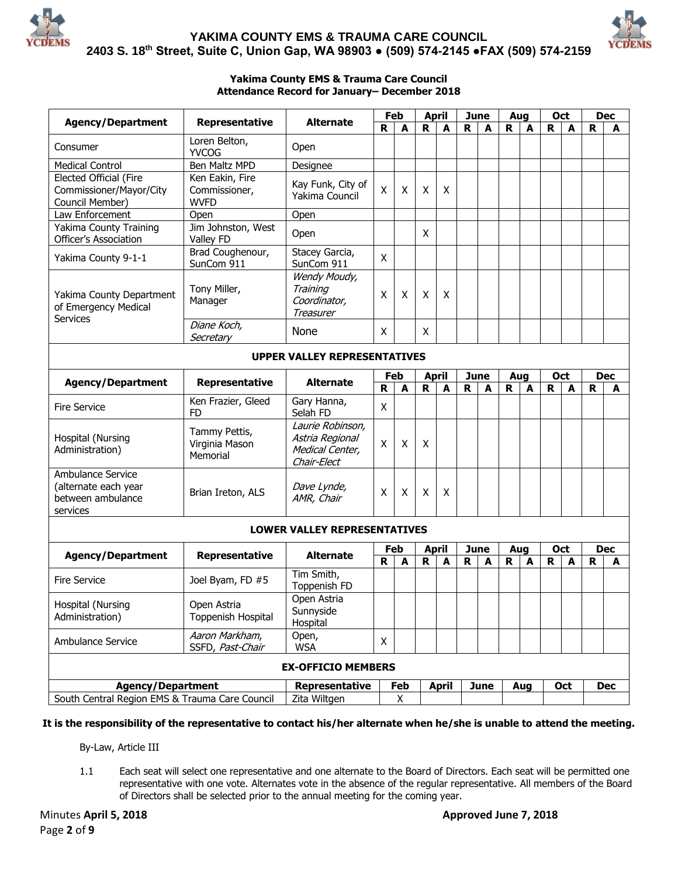YAKIMA COUNTY EMS & TRAUMA CARE COUNCIL
2403 S. 18th Street, Suite C, Union Gap, WA 98903 ● (509) 574-2145 ●FAX (509) 574-2159

**Yakima County EMS & Trauma Care Council**
**Attendance Record for January– December 2018**

| Agency/Department | Representative | Alternate | Feb | | April | | June | | Aug | | Oct | | Dec | |
|---|---|---|---|---|---|---|---|---|---|---|---|---|---|---|
| | | | R | A | R | A | R | A | R | A | R | A | R | A |
| Consumer | Loren Belton, YVCOG | Open | | | | | | | | | | | | |
| Medical Control | Ben Maltz MPD | Designee | | | | | | | | | | | | |
| Elected Official (Fire Commissioner/Mayor/City Council Member) | Ken Eakin, Fire Commissioner, WVFD | Kay Funk, City of Yakima Council | X | X | X | X | | | | | | | | |
| Law Enforcement | Open | Open | | | | | | | | | | | | |
| Yakima County Training Officer's Association | Jim Johnston, West Valley FD | Open | | | X | | | | | | | | | |
| Yakima County 9-1-1 | Brad Coughenour, SunCom 911 | Stacey Garcia, SunCom 911 | X | | | | | | | | | | | |
| Yakima County Department of Emergency Medical Services | Tony Miller, Manager | *Wendy Moudy, Training Coordinator, Treasurer* | X | X | X | X | | | | | | | | |
| | *Diane Koch, Secretary* | None | X | | X | | | | | | | | | |
| **UPPER VALLEY REPRESENTATIVES** | | | | | | | | | | | | | | |
| Fire Service | Ken Frazier, Gleed FD | Gary Hanna, Selah FD | X | | | | | | | | | | | |
| Hospital (Nursing Administration) | Tammy Pettis, Virginia Mason Memorial | *Laurie Robinson, Astria Regional Medical Center, Chair-Elect* | X | X | X | | | | | | | | | |
| Ambulance Service (alternate each year between ambulance services | Brian Ireton, ALS | *Dave Lynde, AMR, Chair* | X | X | X | X | | | | | | | | |
| **LOWER VALLEY REPRESENTATIVES** | | | | | | | | | | | | | | |
| Fire Service | Joel Byam, FD #5 | Tim Smith, Toppenish FD | | | | | | | | | | | | |
| Hospital (Nursing Administration) | Open Astria Toppenish Hospital | Open Astria Sunnyside Hospital | | | | | | | | | | | | |
| Ambulance Service | *Aaron Markham,* SSFD, *Past-Chair* | Open, WSA | X | | | | | | | | | | | |

**EX-OFFICIO MEMBERS**

| Agency/Department | Representative | Feb | April | June | Aug | Oct | Dec |
|---|---|---|---|---|---|---|---|
| South Central Region EMS & Trauma Care Council | Zita Wiltgen | X | | | | | |

**It is the responsibility of the representative to contact his/her alternate when he/she is unable to attend the meeting.**

By-Law, Article III

1.1 Each seat will select one representative and one alternate to the Board of Directors. Each seat will be permitted one representative with one vote. Alternates vote in the absence of the regular representative. All members of the Board of Directors shall be selected prior to the annual meeting for the coming year.

Minutes **April 5, 2018** **Approved June 7, 2018**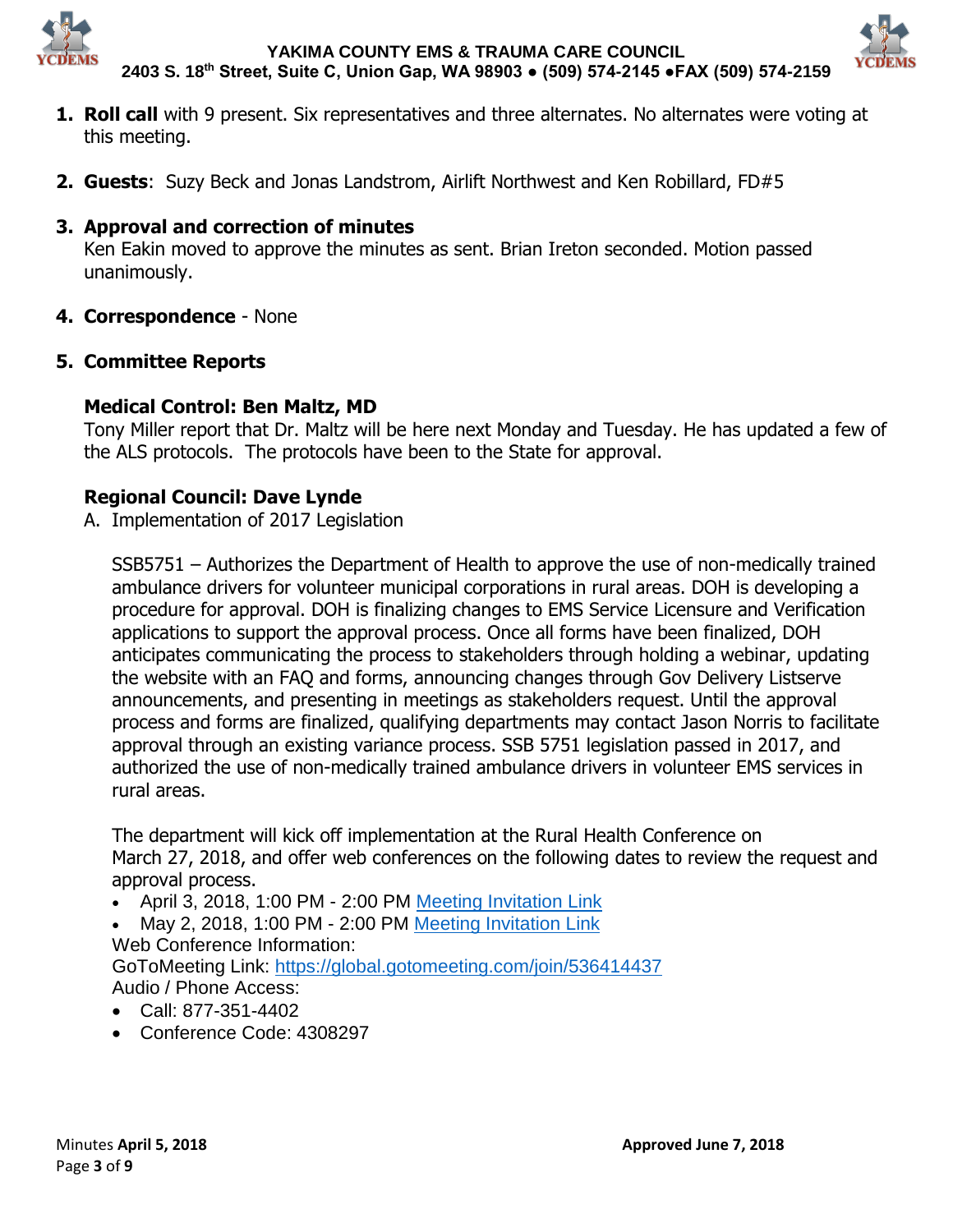1. **Roll call** with 9 present. Six representatives and three alternates. No alternates were voting at this meeting.

2. **Guests**: Suzy Beck and Jonas Landstrom, Airlift Northwest and Ken Robillard, FD#5

3. **Approval and correction of minutes**
   Ken Eakin moved to approve the minutes as sent. Brian Ireton seconded. Motion passed unanimously.

4. **Correspondence** - None

5. **Committee Reports**

### Medical Control: Ben Maltz, MD

Tony Miller report that Dr. Maltz will be here next Monday and Tuesday. He has updated a few of the ALS protocols. The protocols have been to the State for approval.

### Regional Council: Dave Lynde

A. Implementation of 2017 Legislation

SSB5751 – Authorizes the Department of Health to approve the use of non-medically trained ambulance drivers for volunteer municipal corporations in rural areas. DOH is developing a procedure for approval. DOH is finalizing changes to EMS Service Licensure and Verification applications to support the approval process. Once all forms have been finalized, DOH anticipates communicating the process to stakeholders through holding a webinar, updating the website with an FAQ and forms, announcing changes through Gov Delivery Listserve announcements, and presenting in meetings as stakeholders request. Until the approval process and forms are finalized, qualifying departments may contact Jason Norris to facilitate approval through an existing variance process. SSB 5751 legislation passed in 2017, and authorized the use of non-medically trained ambulance drivers in volunteer EMS services in rural areas.

The department will kick off implementation at the Rural Health Conference on March 27, 2018, and offer web conferences on the following dates to review the request and approval process.

- April 3, 2018, 1:00 PM - 2:00 PM Meeting Invitation Link
- May 2, 2018, 1:00 PM - 2:00 PM Meeting Invitation Link

Web Conference Information:
GoToMeeting Link: https://global.gotomeeting.com/join/536414437
Audio / Phone Access:

- Call: 877-351-4402
- Conference Code: 4308297

Minutes **April 5, 2018** **Approved June 7, 2018**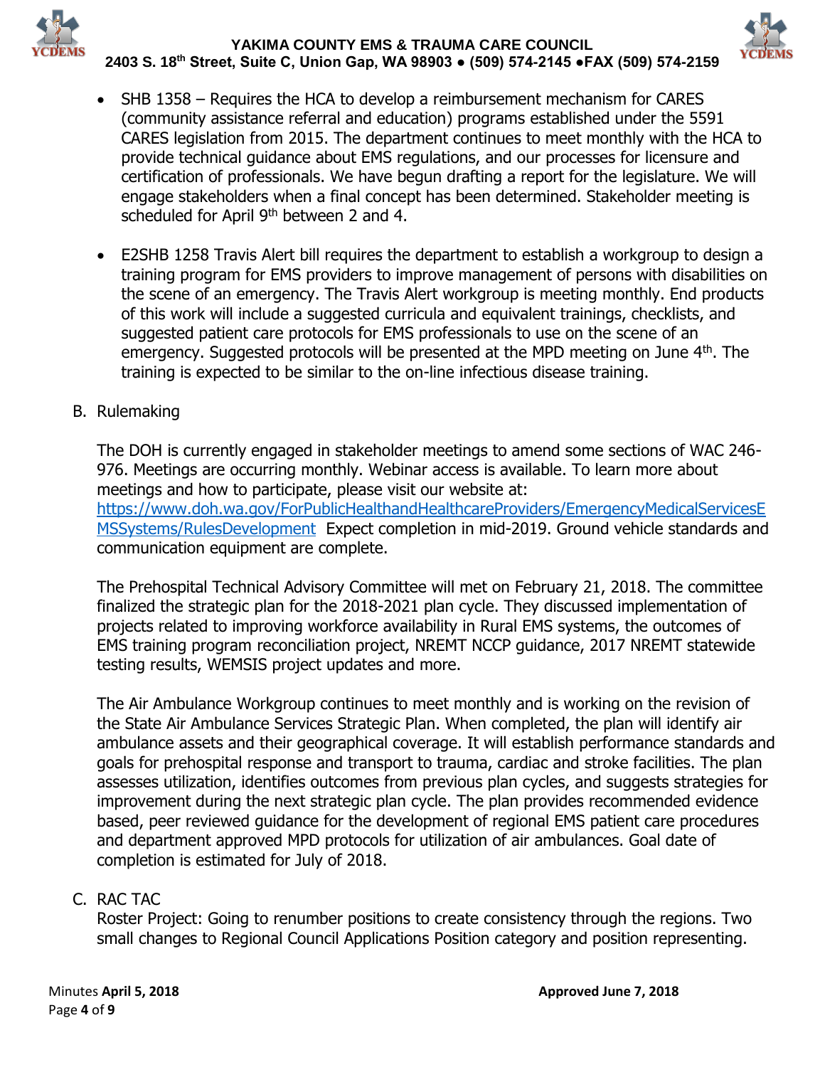- SHB 1358 – Requires the HCA to develop a reimbursement mechanism for CARES (community assistance referral and education) programs established under the 5591 CARES legislation from 2015. The department continues to meet monthly with the HCA to provide technical guidance about EMS regulations, and our processes for licensure and certification of professionals. We have begun drafting a report for the legislature. We will engage stakeholders when a final concept has been determined. Stakeholder meeting is scheduled for April 9th between 2 and 4.

- E2SHB 1258 Travis Alert bill requires the department to establish a workgroup to design a training program for EMS providers to improve management of persons with disabilities on the scene of an emergency. The Travis Alert workgroup is meeting monthly. End products of this work will include a suggested curricula and equivalent trainings, checklists, and suggested patient care protocols for EMS professionals to use on the scene of an emergency. Suggested protocols will be presented at the MPD meeting on June 4th. The training is expected to be similar to the on-line infectious disease training.

B. Rulemaking

The DOH is currently engaged in stakeholder meetings to amend some sections of WAC 246-976. Meetings are occurring monthly. Webinar access is available. To learn more about meetings and how to participate, please visit our website at: https://www.doh.wa.gov/ForPublicHealthandHealthcareProviders/EmergencyMedicalServicesEMSSystems/RulesDevelopment Expect completion in mid-2019. Ground vehicle standards and communication equipment are complete.

The Prehospital Technical Advisory Committee will met on February 21, 2018. The committee finalized the strategic plan for the 2018-2021 plan cycle. They discussed implementation of projects related to improving workforce availability in Rural EMS systems, the outcomes of EMS training program reconciliation project, NREMT NCCP guidance, 2017 NREMT statewide testing results, WEMSIS project updates and more.

The Air Ambulance Workgroup continues to meet monthly and is working on the revision of the State Air Ambulance Services Strategic Plan. When completed, the plan will identify air ambulance assets and their geographical coverage. It will establish performance standards and goals for prehospital response and transport to trauma, cardiac and stroke facilities. The plan assesses utilization, identifies outcomes from previous plan cycles, and suggests strategies for improvement during the next strategic plan cycle. The plan provides recommended evidence based, peer reviewed guidance for the development of regional EMS patient care procedures and department approved MPD protocols for utilization of air ambulances. Goal date of completion is estimated for July of 2018.

C. RAC TAC

Roster Project: Going to renumber positions to create consistency through the regions. Two small changes to Regional Council Applications Position category and position representing.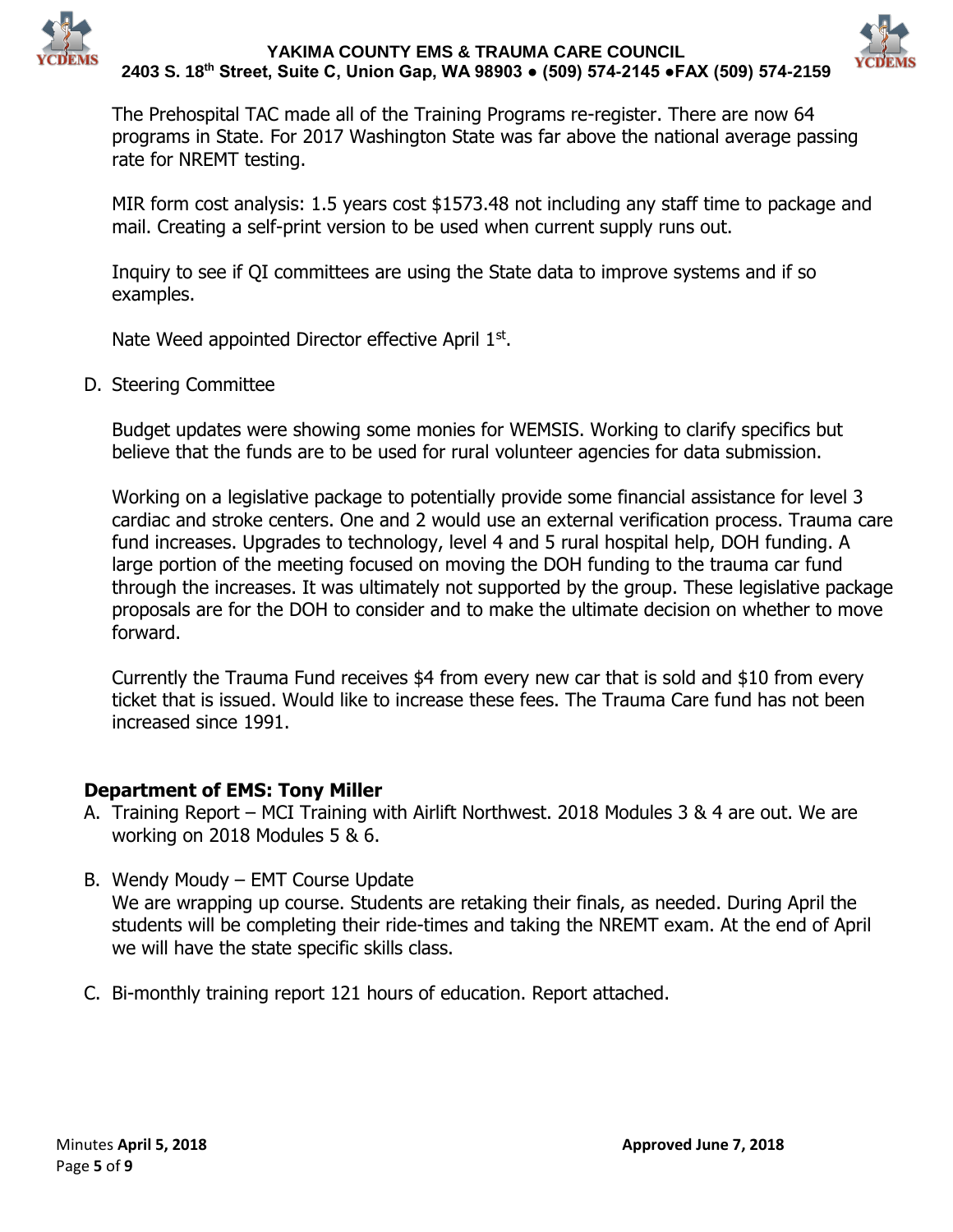The Prehospital TAC made all of the Training Programs re-register. There are now 64 programs in State. For 2017 Washington State was far above the national average passing rate for NREMT testing.

MIR form cost analysis: 1.5 years cost $1573.48 not including any staff time to package and mail. Creating a self-print version to be used when current supply runs out.

Inquiry to see if QI committees are using the State data to improve systems and if so examples.

Nate Weed appointed Director effective April 1st.

D. Steering Committee

Budget updates were showing some monies for WEMSIS. Working to clarify specifics but believe that the funds are to be used for rural volunteer agencies for data submission.

Working on a legislative package to potentially provide some financial assistance for level 3 cardiac and stroke centers. One and 2 would use an external verification process. Trauma care fund increases. Upgrades to technology, level 4 and 5 rural hospital help, DOH funding. A large portion of the meeting focused on moving the DOH funding to the trauma car fund through the increases. It was ultimately not supported by the group. These legislative package proposals are for the DOH to consider and to make the ultimate decision on whether to move forward.

Currently the Trauma Fund receives $4 from every new car that is sold and $10 from every ticket that is issued. Would like to increase these fees. The Trauma Care fund has not been increased since 1991.

## Department of EMS: Tony Miller

A. Training Report – MCI Training with Airlift Northwest. 2018 Modules 3 & 4 are out. We are working on 2018 Modules 5 & 6.

B. Wendy Moudy – EMT Course Update
We are wrapping up course. Students are retaking their finals, as needed. During April the students will be completing their ride-times and taking the NREMT exam. At the end of April we will have the state specific skills class.

C. Bi-monthly training report 121 hours of education. Report attached.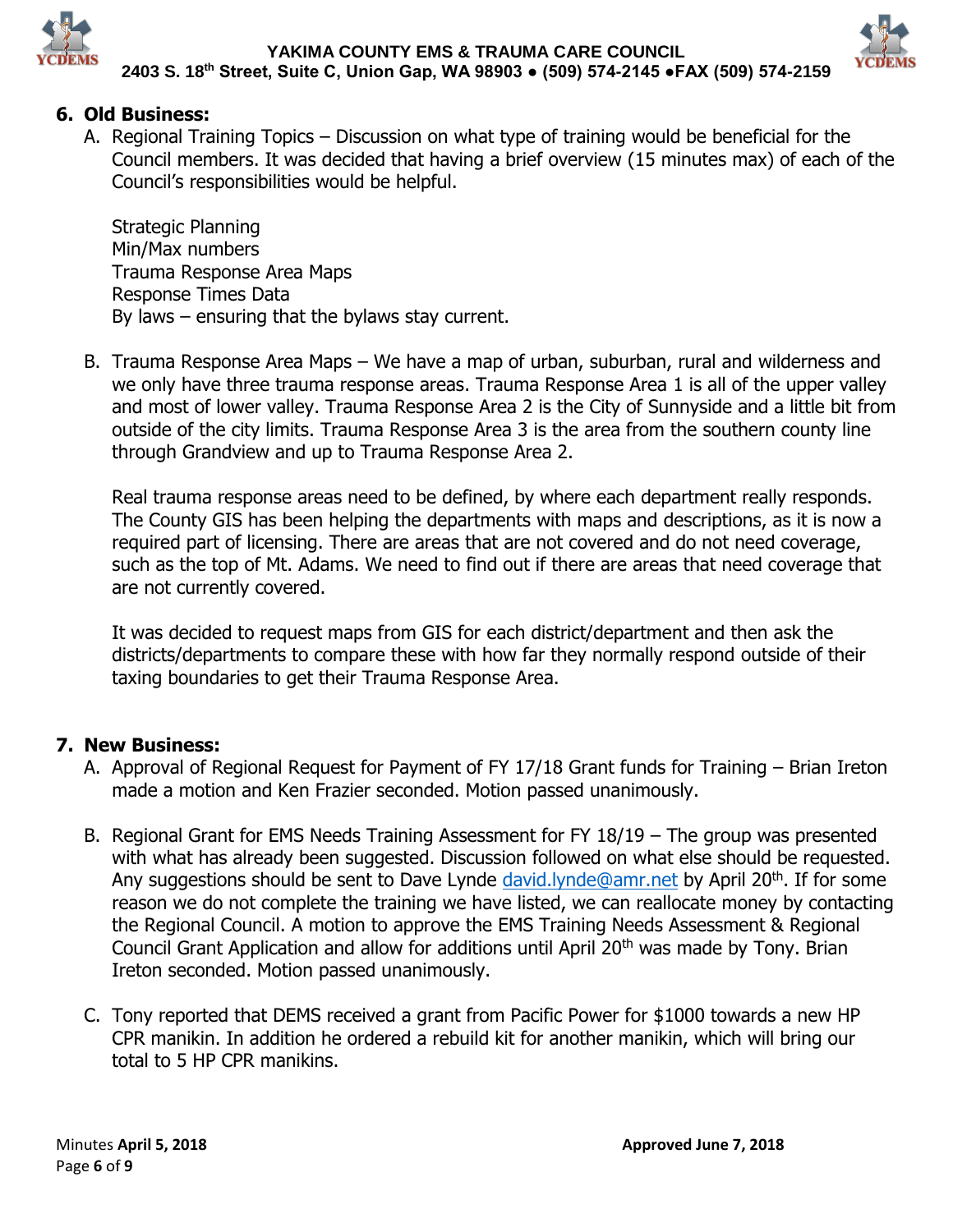## 6. Old Business:

A. Regional Training Topics – Discussion on what type of training would be beneficial for the Council members. It was decided that having a brief overview (15 minutes max) of each of the Council's responsibilities would be helpful.

   Strategic Planning
   Min/Max numbers
   Trauma Response Area Maps
   Response Times Data
   By laws – ensuring that the bylaws stay current.

B. Trauma Response Area Maps – We have a map of urban, suburban, rural and wilderness and we only have three trauma response areas. Trauma Response Area 1 is all of the upper valley and most of lower valley. Trauma Response Area 2 is the City of Sunnyside and a little bit from outside of the city limits. Trauma Response Area 3 is the area from the southern county line through Grandview and up to Trauma Response Area 2.

   Real trauma response areas need to be defined, by where each department really responds. The County GIS has been helping the departments with maps and descriptions, as it is now a required part of licensing. There are areas that are not covered and do not need coverage, such as the top of Mt. Adams. We need to find out if there are areas that need coverage that are not currently covered.

   It was decided to request maps from GIS for each district/department and then ask the districts/departments to compare these with how far they normally respond outside of their taxing boundaries to get their Trauma Response Area.

## 7. New Business:

A. Approval of Regional Request for Payment of FY 17/18 Grant funds for Training – Brian Ireton made a motion and Ken Frazier seconded. Motion passed unanimously.

B. Regional Grant for EMS Needs Training Assessment for FY 18/19 – The group was presented with what has already been suggested. Discussion followed on what else should be requested. Any suggestions should be sent to Dave Lynde david.lynde@amr.net by April 20th. If for some reason we do not complete the training we have listed, we can reallocate money by contacting the Regional Council. A motion to approve the EMS Training Needs Assessment & Regional Council Grant Application and allow for additions until April 20th was made by Tony. Brian Ireton seconded. Motion passed unanimously.

C. Tony reported that DEMS received a grant from Pacific Power for $1000 towards a new HP CPR manikin. In addition he ordered a rebuild kit for another manikin, which will bring our total to 5 HP CPR manikins.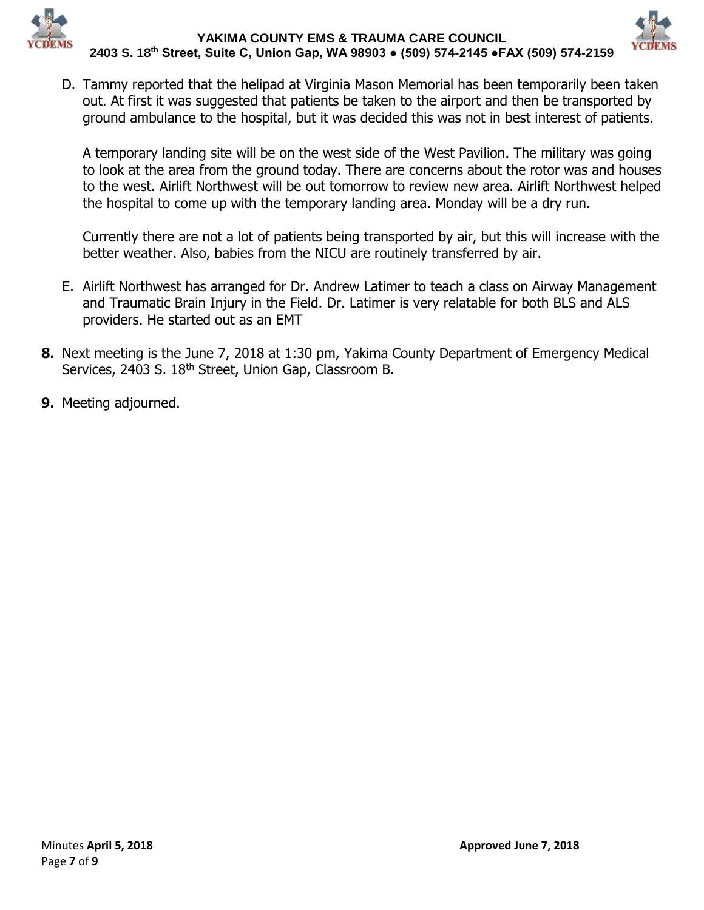D. Tammy reported that the helipad at Virginia Mason Memorial has been temporarily been taken out. At first it was suggested that patients be taken to the airport and then be transported by ground ambulance to the hospital, but it was decided this was not in best interest of patients.

   A temporary landing site will be on the west side of the West Pavilion. The military was going to look at the area from the ground today. There are concerns about the rotor was and houses to the west. Airlift Northwest will be out tomorrow to review new area. Airlift Northwest helped the hospital to come up with the temporary landing area. Monday will be a dry run.

   Currently there are not a lot of patients being transported by air, but this will increase with the better weather. Also, babies from the NICU are routinely transferred by air.

E. Airlift Northwest has arranged for Dr. Andrew Latimer to teach a class on Airway Management and Traumatic Brain Injury in the Field. Dr. Latimer is very relatable for both BLS and ALS providers. He started out as an EMT

**8.** Next meeting is the June 7, 2018 at 1:30 pm, Yakima County Department of Emergency Medical Services, 2403 S. 18th Street, Union Gap, Classroom B.

**9.** Meeting adjourned.

Minutes **April 5, 2018** **Approved June 7, 2018**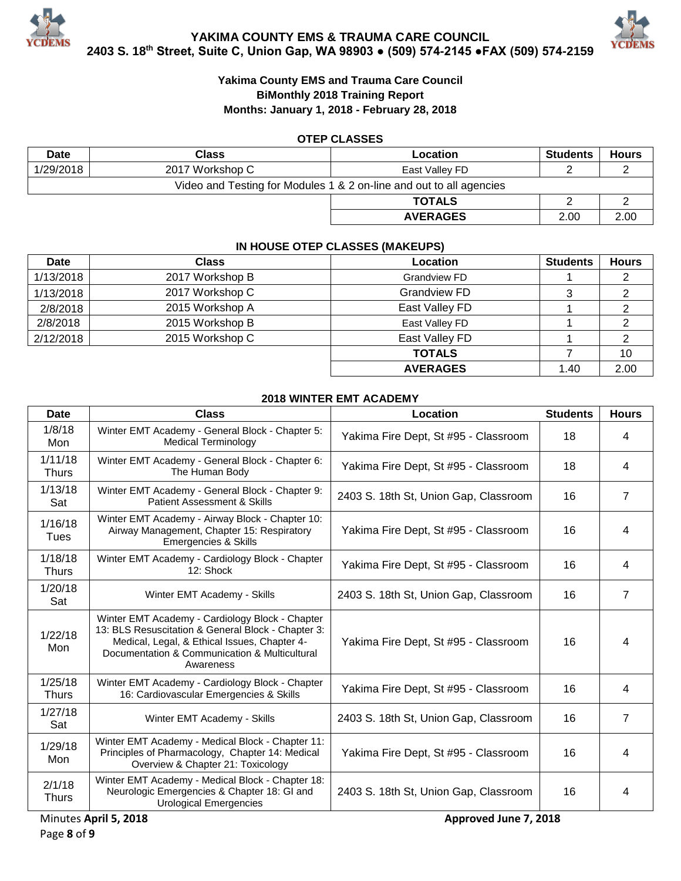# YAKIMA COUNTY EMS & TRAUMA CARE COUNCIL

**2403 S. 18th Street, Suite C, Union Gap, WA 98903 ● (509) 574-2145 ●FAX (509) 574-2159**

**Yakima County EMS and Trauma Care Council**
**BiMonthly 2018 Training Report**
**Months: January 1, 2018 - February 28, 2018**

### OTEP CLASSES

| Date | Class | Location | Students | Hours |
|---|---|---|---|---|
| 1/29/2018 | 2017 Workshop C | East Valley FD | 2 | 2 |
| Video and Testing for Modules 1 & 2 on-line and out to all agencies | | | | |
| | | **TOTALS** | 2 | 2 |
| | | **AVERAGES** | 2.00 | 2.00 |

### IN HOUSE OTEP CLASSES (MAKEUPS)

| Date | Class | Location | Students | Hours |
|---|---|---|---|---|
| 1/13/2018 | 2017 Workshop B | Grandview FD | 1 | 2 |
| 1/13/2018 | 2017 Workshop C | Grandview FD | 3 | 2 |
| 2/8/2018 | 2015 Workshop A | East Valley FD | 1 | 2 |
| 2/8/2018 | 2015 Workshop B | East Valley FD | 1 | 2 |
| 2/12/2018 | 2015 Workshop C | East Valley FD | 1 | 2 |
| | | **TOTALS** | 7 | 10 |
| | | **AVERAGES** | 1.40 | 2.00 |

### 2018 WINTER EMT ACADEMY

| Date | Class | Location | Students | Hours |
|---|---|---|---|---|
| 1/8/18 Mon | Winter EMT Academy - General Block - Chapter 5: Medical Terminology | Yakima Fire Dept, St #95 - Classroom | 18 | 4 |
| 1/11/18 Thurs | Winter EMT Academy - General Block - Chapter 6: The Human Body | Yakima Fire Dept, St #95 - Classroom | 18 | 4 |
| 1/13/18 Sat | Winter EMT Academy - General Block - Chapter 9: Patient Assessment & Skills | 2403 S. 18th St, Union Gap, Classroom | 16 | 7 |
| 1/16/18 Tues | Winter EMT Academy - Airway Block - Chapter 10: Airway Management, Chapter 15: Respiratory Emergencies & Skills | Yakima Fire Dept, St #95 - Classroom | 16 | 4 |
| 1/18/18 Thurs | Winter EMT Academy - Cardiology Block - Chapter 12: Shock | Yakima Fire Dept, St #95 - Classroom | 16 | 4 |
| 1/20/18 Sat | Winter EMT Academy - Skills | 2403 S. 18th St, Union Gap, Classroom | 16 | 7 |
| 1/22/18 Mon | Winter EMT Academy - Cardiology Block - Chapter 13: BLS Resuscitation & General Block - Chapter 3: Medical, Legal, & Ethical Issues, Chapter 4- Documentation & Communication & Multicultural Awareness | Yakima Fire Dept, St #95 - Classroom | 16 | 4 |
| 1/25/18 Thurs | Winter EMT Academy - Cardiology Block - Chapter 16: Cardiovascular Emergencies & Skills | Yakima Fire Dept, St #95 - Classroom | 16 | 4 |
| 1/27/18 Sat | Winter EMT Academy - Skills | 2403 S. 18th St, Union Gap, Classroom | 16 | 7 |
| 1/29/18 Mon | Winter EMT Academy - Medical Block - Chapter 11: Principles of Pharmacology, Chapter 14: Medical Overview & Chapter 21: Toxicology | Yakima Fire Dept, St #95 - Classroom | 16 | 4 |
| 2/1/18 Thurs | Winter EMT Academy - Medical Block - Chapter 18: Neurologic Emergencies & Chapter 18: GI and Urological Emergencies | 2403 S. 18th St, Union Gap, Classroom | 16 | 4 |

Minutes **April 5, 2018** **Approved June 7, 2018**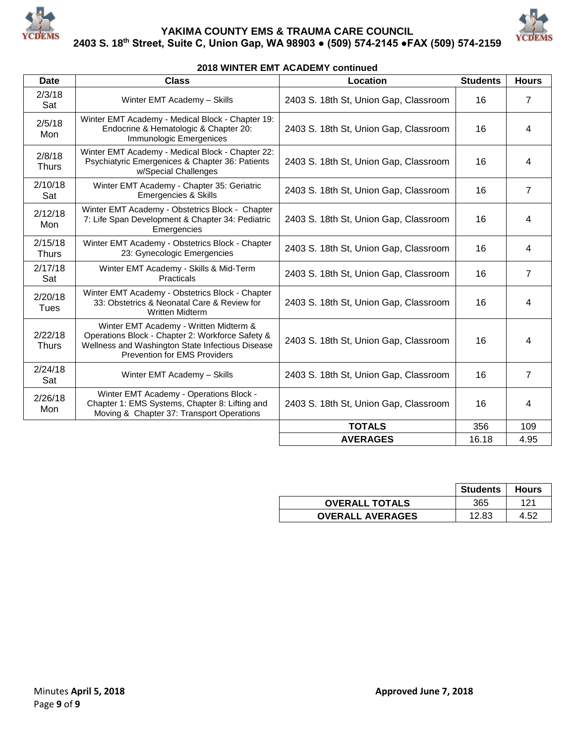**YAKIMA COUNTY EMS & TRAUMA CARE COUNCIL**
**2403 S. 18th Street, Suite C, Union Gap, WA 98903 ● (509) 574-2145 ●FAX (509) 574-2159**

**2018 WINTER EMT ACADEMY continued**

| Date | Class | Location | Students | Hours |
|---|---|---|---|---|
| 2/3/18 Sat | Winter EMT Academy – Skills | 2403 S. 18th St, Union Gap, Classroom | 16 | 7 |
| 2/5/18 Mon | Winter EMT Academy - Medical Block - Chapter 19: Endocrine & Hematologic & Chapter 20: Immunologic Emergences | 2403 S. 18th St, Union Gap, Classroom | 16 | 4 |
| 2/8/18 Thurs | Winter EMT Academy - Medical Block - Chapter 22: Psychiatyric Emergenices & Chapter 36: Patients w/Special Challenges | 2403 S. 18th St, Union Gap, Classroom | 16 | 4 |
| 2/10/18 Sat | Winter EMT Academy - Chapter 35: Geriatric Emergencies & Skills | 2403 S. 18th St, Union Gap, Classroom | 16 | 7 |
| 2/12/18 Mon | Winter EMT Academy - Obstetrics Block - Chapter 7: Life Span Development & Chapter 34: Pediatric Emergencies | 2403 S. 18th St, Union Gap, Classroom | 16 | 4 |
| 2/15/18 Thurs | Winter EMT Academy - Obstetrics Block - Chapter 23: Gynecologic Emergencies | 2403 S. 18th St, Union Gap, Classroom | 16 | 4 |
| 2/17/18 Sat | Winter EMT Academy - Skills & Mid-Term Practicals | 2403 S. 18th St, Union Gap, Classroom | 16 | 7 |
| 2/20/18 Tues | Winter EMT Academy - Obstetrics Block - Chapter 33: Obstetrics & Neonatal Care & Review for Written Midterm | 2403 S. 18th St, Union Gap, Classroom | 16 | 4 |
| 2/22/18 Thurs | Winter EMT Academy - Written Midterm & Operations Block - Chapter 2: Workforce Safety & Wellness and Washington State Infectious Disease Prevention for EMS Providers | 2403 S. 18th St, Union Gap, Classroom | 16 | 4 |
| 2/24/18 Sat | Winter EMT Academy – Skills | 2403 S. 18th St, Union Gap, Classroom | 16 | 7 |
| 2/26/18 Mon | Winter EMT Academy - Operations Block - Chapter 1: EMS Systems, Chapter 8: Lifting and Moving & Chapter 37: Transport Operations | 2403 S. 18th St, Union Gap, Classroom | 16 | 4 |
| | | **TOTALS** | 356 | 109 |
| | | **AVERAGES** | 16.18 | 4.95 |

| | Students | Hours |
|---|---|---|
| **OVERALL TOTALS** | 365 | 121 |
| **OVERALL AVERAGES** | 12.83 | 4.52 |

Minutes **April 5, 2018** **Approved June 7, 2018**